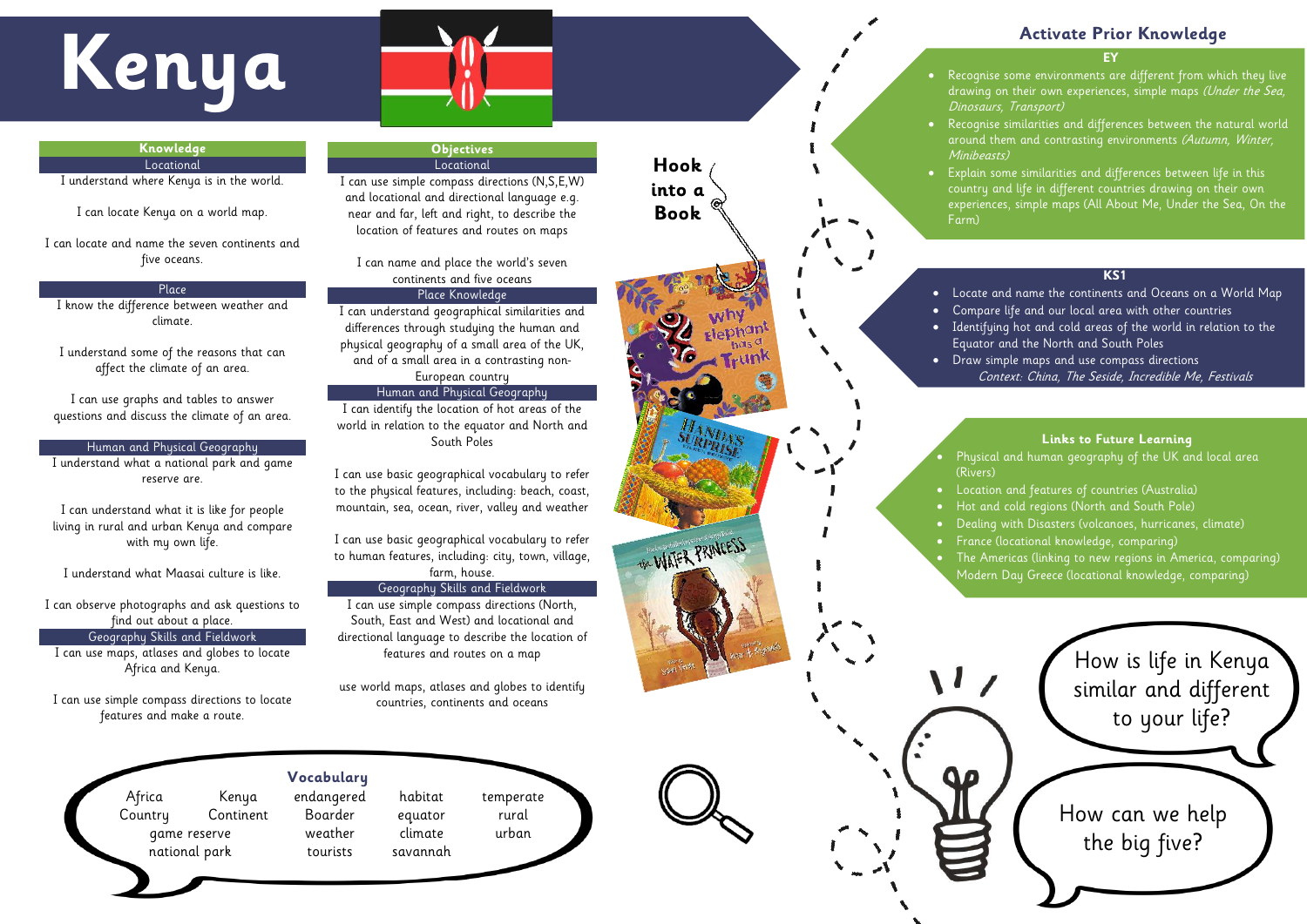# Kenya

## Knowledge

### Locational

I understand where Kenya is in the world.

I can locate Kenya on a world map.

I can locate and name the seven continents and five oceans.

### Place

I know the difference between weather and climate.

I understand some of the reasons that can affect the climate of an area.

I can use graphs and tables to answer questions and discuss the climate of an area.

### Human and Physical Geography

I understand what a national park and game reserve are.

I can understand what it is like for people living in rural and urban Kenya and compare with my own life.

I understand what Maasai culture is like.

I can observe photographs and ask questions to find out about a place.

### Geography Skills and Fieldwork

I can use maps, atlases and globes to locate Africa and Kenya.

I can use simple compass directions to locate features and make a route.

## Objectives

### Locational

I can use simple compass directions (N,S,E,W) and locational and directional language e.g. near and far, left and right, to describe the location of features and routes on maps

I can name and place the world's seven continents and five oceans

### Place Knowledge

I can understand geographical similarities and differences through studying the human and physical geography of a small area of the UK, and of a small area in a contrasting non-European country

### Human and Physical Geography

I can identify the location of hot areas of the world in relation to the equator and North and South Poles

I can use basic geographical vocabulary to refer to the physical features, including: beach, coast, mountain, sea, ocean, river, valley and weather

I can use basic geographical vocabulary to refer to human features, including: city, town, village, farm, house.

### Geography Skills and Fieldwork

I can use simple compass directions (North, South, East and West) and locational and directional language to describe the location of features and routes on a map

use world maps, atlases and globes to identify countries, continents and oceans

## Vocabulary

Africa, Kenya, endangered, habitat, temperate, Country, Continent, Boarder, equator, rural, game reserve, weather, climate, urban, national park, tourists, savannah

## Hook into a Book

## Activate Prior Knowledge

### EY

- Recognise some environments are different from which they live drawing on their own experiences, simple maps *(Under the Sea, Dinosaurs, Transport)*
- Recognise similarities and differences between the natural world around them and contrasting environments *(Autumn, Winter, Minibeasts)*
- Explain some similarities and differences between life in this country and life in different countries drawing on their own experiences, simple maps (All About Me, Under the Sea, On the Farm)

### KS1

- Locate and name the continents and Oceans on a World Map
- Compare life and our local area with other countries
- Identifying hot and cold areas of the world in relation to the Equator and the North and South Poles
- Draw simple maps and use compass directions

*Context: China, The Seside, Incredible Me, Festivals*

## Links to Future Learning

- Physical and human geography of the UK and local area (Rivers)
- Location and features of countries (Australia)
- Hot and cold regions (North and South Pole)
- Dealing with Disasters (volcanoes, hurricanes, climate)
- France (locational knowledge, comparing)
- The Americas (linking to new regions in America, comparing) Modern Day Greece (locational knowledge, comparing)

How is life in Kenya similar and different to your life?

How can we help the big five?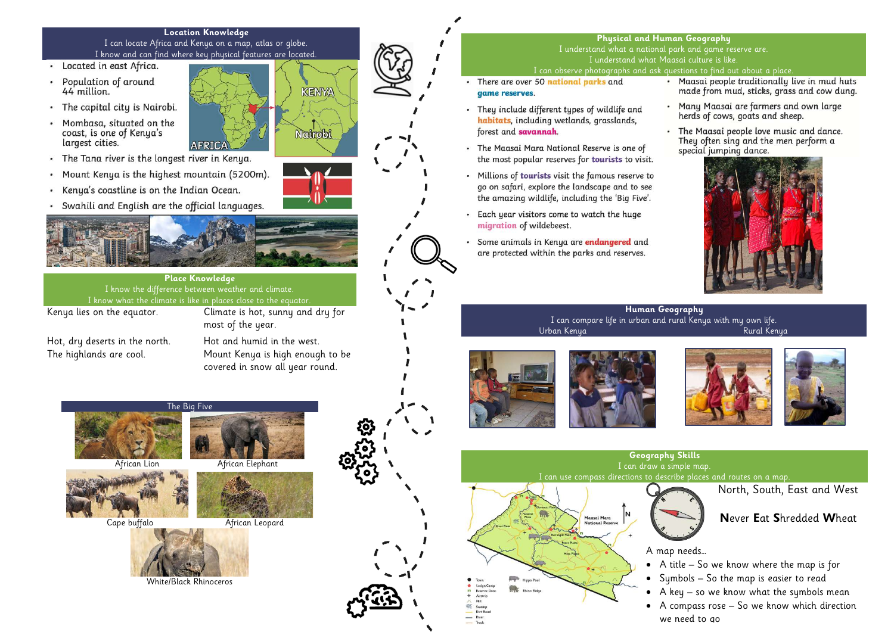## Location Knowledge

I can locate Africa and Kenya on a map, atlas or globe.
I know and can find where key physical features are located.

- Located in east Africa.
- Population of around 44 million.
- The capital city is Nairobi.
- Mombasa, situated on the coast, is one of Kenya's largest cities.
- The Tana river is the longest river in Kenya.
- Mount Kenya is the highest mountain (5200m).
- Kenya's coastline is on the Indian Ocean.
- Swahili and English are the official languages.

AFRICA

KENYA

Nairobi

## Place Knowledge

I know the difference between weather and climate.
I know what the climate is like in places close to the equator.

Kenya lies on the equator.

Climate is hot, sunny and dry for most of the year.

Hot, dry deserts in the north.

Hot and humid in the west.

The highlands are cool.

Mount Kenya is high enough to be covered in snow all year round.

## The Big Five

African Lion

African Elephant

Cape buffalo

African Leopard

White/Black Rhinoceros

## Physical and Human Geography

I understand what a national park and game reserve are.
I understand what Maasai culture is like.
I can observe photographs and ask questions to find out about a place.

- There are over 50 **national parks** and **game reserves**.
- They include different types of wildlife and **habitats**, including wetlands, grasslands, forest and **savannah**.
- The Maasai Mara National Reserve is one of the most popular reserves for **tourists** to visit.
- Millions of **tourists** visit the famous reserve to go on safari, explore the landscape and to see the amazing wildlife, including the 'Big Five'.
- Each year visitors come to watch the huge **migration** of wildebeest.
- Some animals in Kenya are **endangered** and are protected within the parks and reserves.

- Maasai people traditionally live in mud huts made from mud, sticks, grass and cow dung.
- Many Maasai are farmers and own large herds of cows, goats and sheep.
- The Maasai people love music and dance. They often sing and the men perform a special jumping dance.

## Human Geography

I can compare life in urban and rural Kenya with my own life.

Urban Kenya

Rural Kenya

## Geography Skills

I can draw a simple map.
I can use compass directions to describe places and routes on a map.

Maasai Mara National Reserve

North, South, East and West

**N**ever **E**at **S**hredded **W**heat

A map needs…

- A title – So we know where the map is for
- Symbols – So the map is easier to read
- A key – so we know what the symbols mean
- A compass rose – So we know which direction we need to go